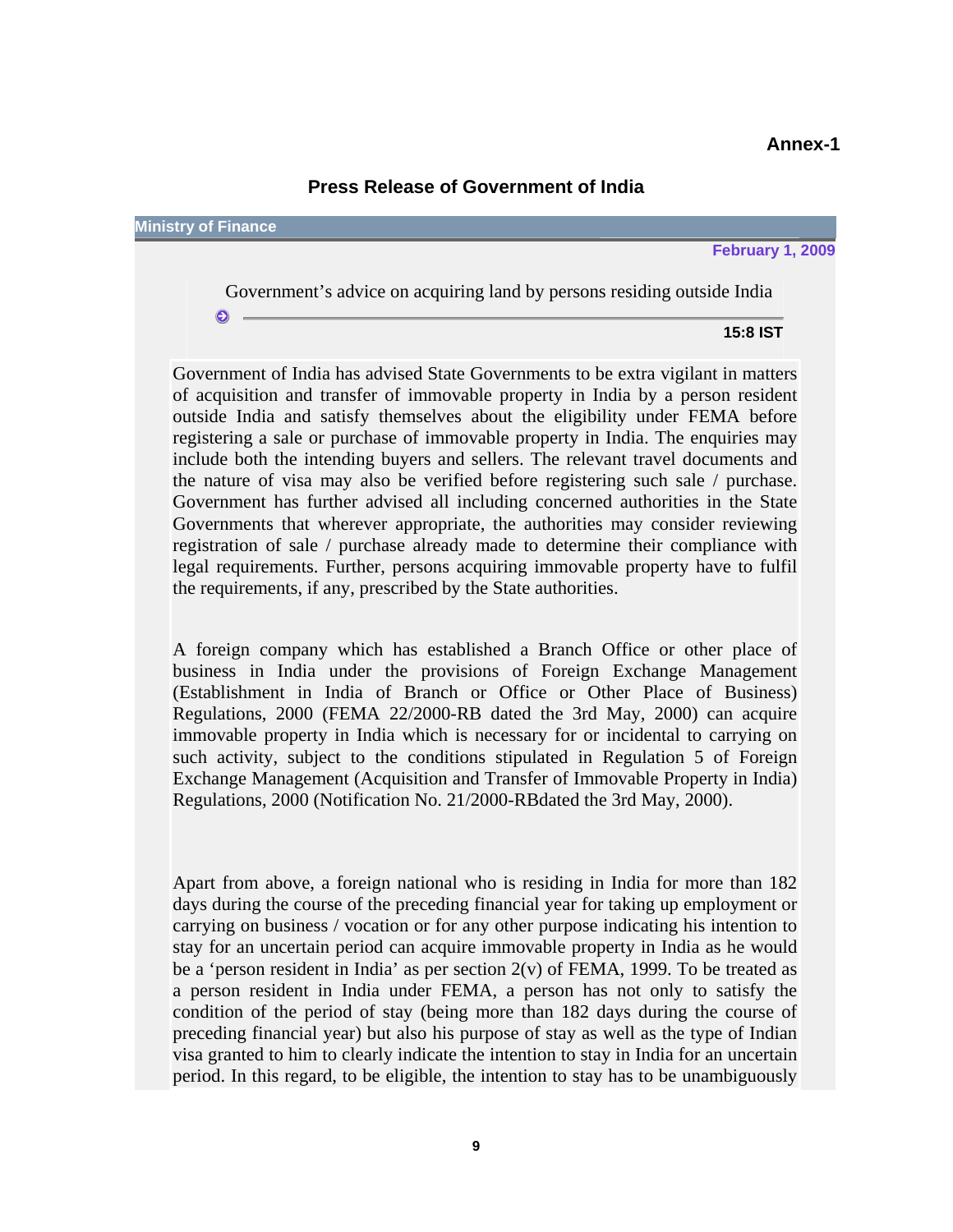**Annex-1**

## Press Release of Government of India

**Ministry of Finance**

**February 1, 2009**

Government's advice on acquiring land by persons residing outside India

**15:8 IST**

Government of India has advised State Governments to be extra vigilant in matters of acquisition and transfer of immovable property in India by a person resident outside India and satisfy themselves about the eligibility under FEMA before registering a sale or purchase of immovable property in India. The enquiries may include both the intending buyers and sellers. The relevant travel documents and the nature of visa may also be verified before registering such sale / purchase. Government has further advised all including concerned authorities in the State Governments that wherever appropriate, the authorities may consider reviewing registration of sale / purchase already made to determine their compliance with legal requirements. Further, persons acquiring immovable property have to fulfil the requirements, if any, prescribed by the State authorities.

A foreign company which has established a Branch Office or other place of business in India under the provisions of Foreign Exchange Management (Establishment in India of Branch or Office or Other Place of Business) Regulations, 2000 (FEMA 22/2000-RB dated the 3rd May, 2000) can acquire immovable property in India which is necessary for or incidental to carrying on such activity, subject to the conditions stipulated in Regulation 5 of Foreign Exchange Management (Acquisition and Transfer of Immovable Property in India) Regulations, 2000 (Notification No. 21/2000-RBdated the 3rd May, 2000).

Apart from above, a foreign national who is residing in India for more than 182 days during the course of the preceding financial year for taking up employment or carrying on business / vocation or for any other purpose indicating his intention to stay for an uncertain period can acquire immovable property in India as he would be a 'person resident in India' as per section 2(v) of FEMA, 1999. To be treated as a person resident in India under FEMA, a person has not only to satisfy the condition of the period of stay (being more than 182 days during the course of preceding financial year) but also his purpose of stay as well as the type of Indian visa granted to him to clearly indicate the intention to stay in India for an uncertain period. In this regard, to be eligible, the intention to stay has to be unambiguously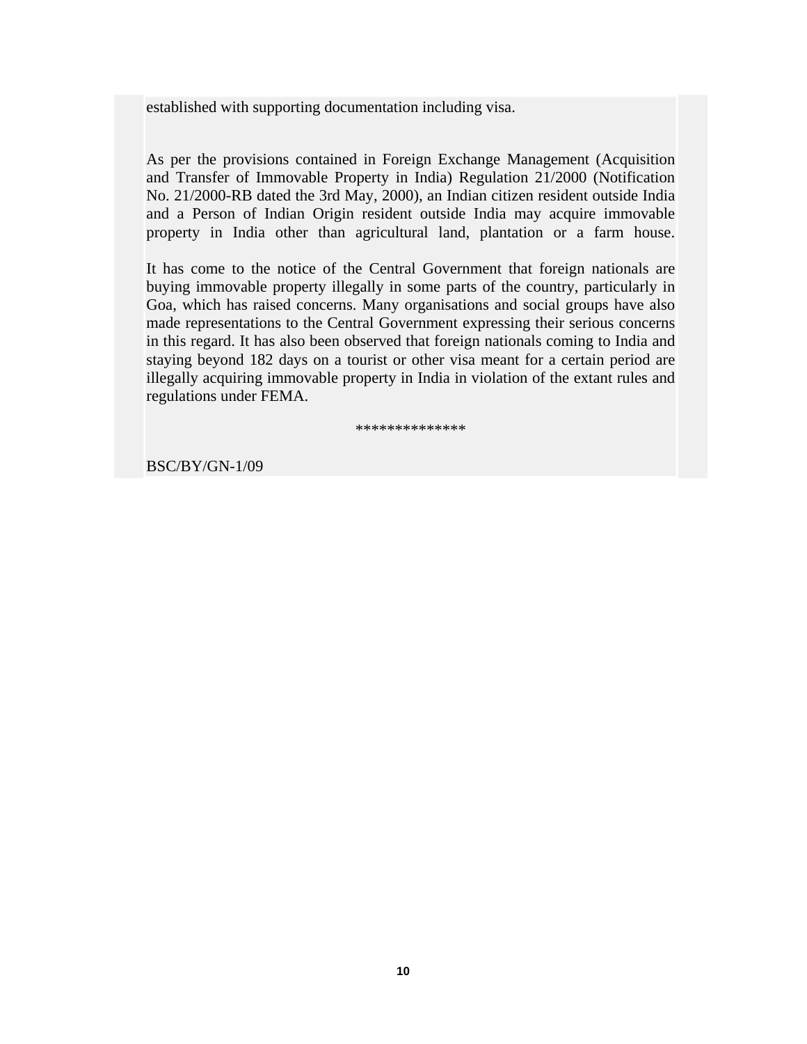established with supporting documentation including visa.

As per the provisions contained in Foreign Exchange Management (Acquisition and Transfer of Immovable Property in India) Regulation 21/2000 (Notification No. 21/2000-RB dated the 3rd May, 2000), an Indian citizen resident outside India and a Person of Indian Origin resident outside India may acquire immovable property in India other than agricultural land, plantation or a farm house.

It has come to the notice of the Central Government that foreign nationals are buying immovable property illegally in some parts of the country, particularly in Goa, which has raised concerns. Many organisations and social groups have also made representations to the Central Government expressing their serious concerns in this regard. It has also been observed that foreign nationals coming to India and staying beyond 182 days on a tourist or other visa meant for a certain period are illegally acquiring immovable property in India in violation of the extant rules and regulations under FEMA.

**************

BSC/BY/GN-1/09